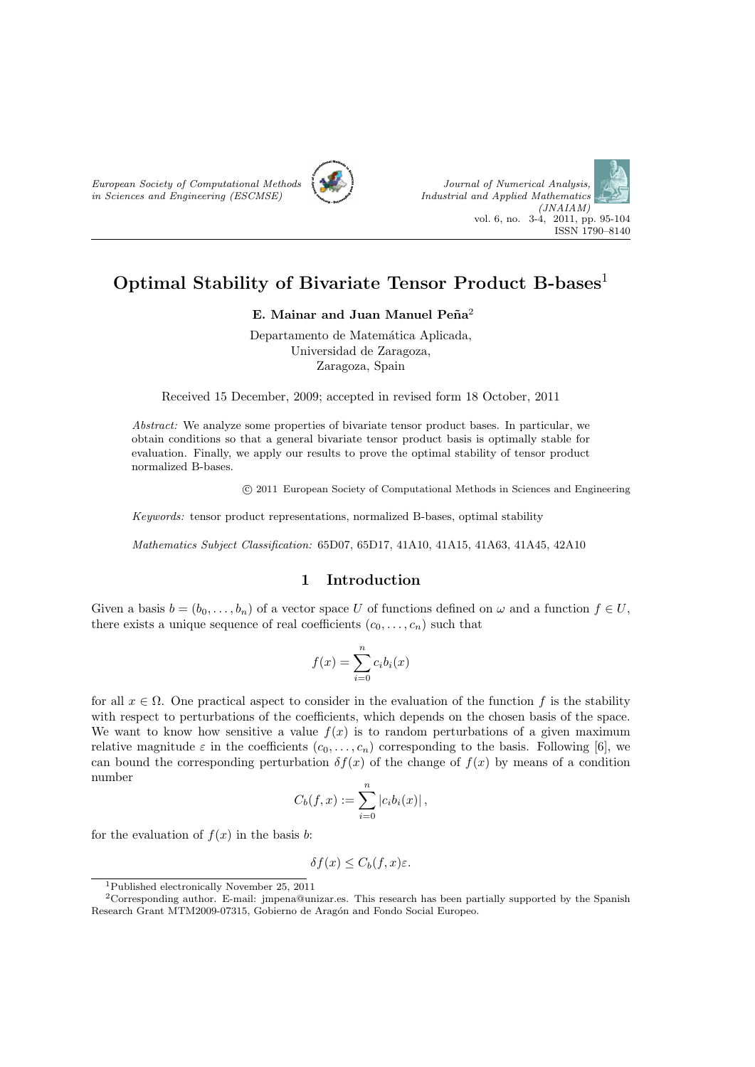European Society of Computational Methods in Sciences and Engineering (ESCMSE)

Journal of Numerical Analysis, Industrial and Applied Mathematics (JNAIAM)
vol. 6, no. 3-4, 2011, pp. 95-104
ISSN 1790–8140

# Optimal Stability of Bivariate Tensor Product B-bases[1]

**E. Mainar and Juan Manuel Peña[2]**

Departamento de Matemática Aplicada,
Universidad de Zaragoza,
Zaragoza, Spain

Received 15 December, 2009; accepted in revised form 18 October, 2011

*Abstract:* We analyze some properties of bivariate tensor product bases. In particular, we obtain conditions so that a general bivariate tensor product basis is optimally stable for evaluation. Finally, we apply our results to prove the optimal stability of tensor product normalized B-bases.

© 2011 European Society of Computational Methods in Sciences and Engineering

*Keywords:* tensor product representations, normalized B-bases, optimal stability

*Mathematics Subject Classification:* 65D07, 65D17, 41A10, 41A15, 41A63, 41A45, 42A10

## 1 Introduction

Given a basis $b = (b_0, \ldots, b_n)$ of a vector space $U$ of functions defined on $\omega$ and a function $f \in U$, there exists a unique sequence of real coefficients $(c_0, \ldots, c_n)$ such that

$$f(x) = \sum_{i=0}^{n} c_i b_i(x)$$

for all $x \in \Omega$. One practical aspect to consider in the evaluation of the function $f$ is the stability with respect to perturbations of the coefficients, which depends on the chosen basis of the space. We want to know how sensitive a value $f(x)$ is to random perturbations of a given maximum relative magnitude $\varepsilon$ in the coefficients $(c_0, \ldots, c_n)$ corresponding to the basis. Following [6], we can bound the corresponding perturbation $\delta f(x)$ of the change of $f(x)$ by means of a condition number

$$C_b(f, x) := \sum_{i=0}^{n} |c_i b_i(x)|,$$

for the evaluation of $f(x)$ in the basis $b$:

$$\delta f(x) \leq C_b(f, x)\varepsilon.$$

[1] Published electronically November 25, 2011

[2] Corresponding author. E-mail: jmpena@unizar.es. This research has been partially supported by the Spanish Research Grant MTM2009-07315, Gobierno de Aragón and Fondo Social Europeo.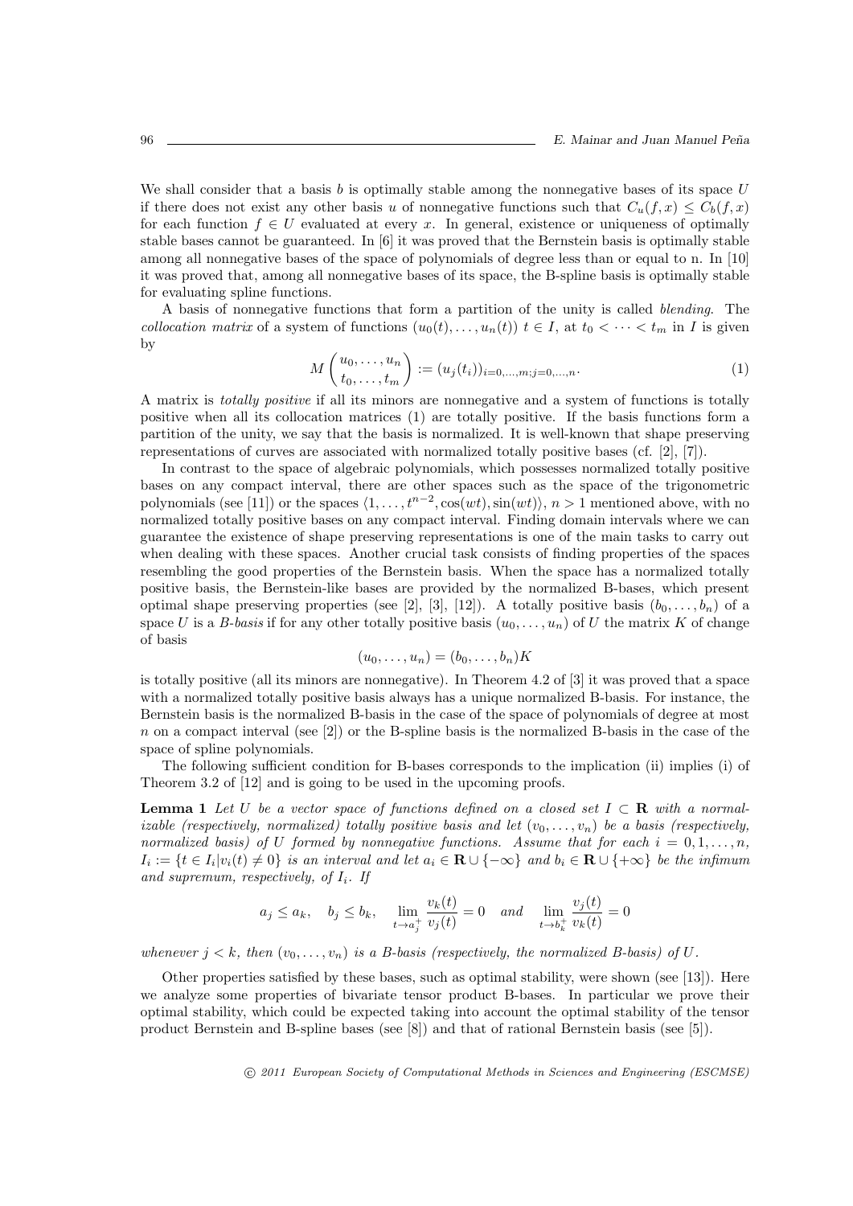We shall consider that a basis $b$ is optimally stable among the nonnegative bases of its space $U$ if there does not exist any other basis $u$ of nonnegative functions such that $C_u(f,x) \leq C_b(f,x)$ for each function $f \in U$ evaluated at every $x$. In general, existence or uniqueness of optimally stable bases cannot be guaranteed. In [6] it was proved that the Bernstein basis is optimally stable among all nonnegative bases of the space of polynomials of degree less than or equal to n. In [10] it was proved that, among all nonnegative bases of its space, the B-spline basis is optimally stable for evaluating spline functions.

A basis of nonnegative functions that form a partition of the unity is called *blending*. The *collocation matrix* of a system of functions $(u_0(t),\ldots,u_n(t))$ $t \in I$, at $t_0 < \cdots < t_m$ in $I$ is given by

$$M\begin{pmatrix} u_0,\ldots,u_n \\ t_0,\ldots,t_m \end{pmatrix} := (u_j(t_i))_{i=0,\ldots,m;j=0,\ldots,n}. \tag{1}$$

A matrix is *totally positive* if all its minors are nonnegative and a system of functions is totally positive when all its collocation matrices (1) are totally positive. If the basis functions form a partition of the unity, we say that the basis is normalized. It is well-known that shape preserving representations of curves are associated with normalized totally positive bases (cf. [2], [7]).

In contrast to the space of algebraic polynomials, which possesses normalized totally positive bases on any compact interval, there are other spaces such as the space of the trigonometric polynomials (see [11]) or the spaces $\langle 1,\ldots,t^{n-2},\cos(wt),\sin(wt)\rangle$, $n > 1$ mentioned above, with no normalized totally positive bases on any compact interval. Finding domain intervals where we can guarantee the existence of shape preserving representations is one of the main tasks to carry out when dealing with these spaces. Another crucial task consists of finding properties of the spaces resembling the good properties of the Bernstein basis. When the space has a normalized totally positive basis, the Bernstein-like bases are provided by the normalized B-bases, which present optimal shape preserving properties (see [2], [3], [12]). A totally positive basis $(b_0,\ldots,b_n)$ of a space $U$ is a *B-basis* if for any other totally positive basis $(u_0,\ldots,u_n)$ of $U$ the matrix $K$ of change of basis

$$(u_0,\ldots,u_n) = (b_0,\ldots,b_n)K$$

is totally positive (all its minors are nonnegative). In Theorem 4.2 of [3] it was proved that a space with a normalized totally positive basis always has a unique normalized B-basis. For instance, the Bernstein basis is the normalized B-basis in the case of the space of polynomials of degree at most $n$ on a compact interval (see [2]) or the B-spline basis is the normalized B-basis in the case of the space of spline polynomials.

The following sufficient condition for B-bases corresponds to the implication (ii) implies (i) of Theorem 3.2 of [12] and is going to be used in the upcoming proofs.

**Lemma 1** *Let $U$ be a vector space of functions defined on a closed set $I \subset \mathbf{R}$ with a normalizable (respectively, normalized) totally positive basis and let $(v_0,\ldots,v_n)$ be a basis (respectively, normalized basis) of $U$ formed by nonnegative functions. Assume that for each $i = 0,1,\ldots,n$, $I_i := \{t \in I_i | v_i(t) \neq 0\}$ is an interval and let $a_i \in \mathbf{R} \cup \{-\infty\}$ and $b_i \in \mathbf{R} \cup \{+\infty\}$ be the infimum and supremum, respectively, of $I_i$. If*

$$a_j \leq a_k, \quad b_j \leq b_k, \quad \lim_{t \to a_j^+} \frac{v_k(t)}{v_j(t)} = 0 \quad \text{and} \quad \lim_{t \to b_k^+} \frac{v_j(t)}{v_k(t)} = 0$$

*whenever $j < k$, then $(v_0,\ldots,v_n)$ is a B-basis (respectively, the normalized B-basis) of $U$.*

Other properties satisfied by these bases, such as optimal stability, were shown (see [13]). Here we analyze some properties of bivariate tensor product B-bases. In particular we prove their optimal stability, which could be expected taking into account the optimal stability of the tensor product Bernstein and B-spline bases (see [8]) and that of rational Bernstein basis (see [5]).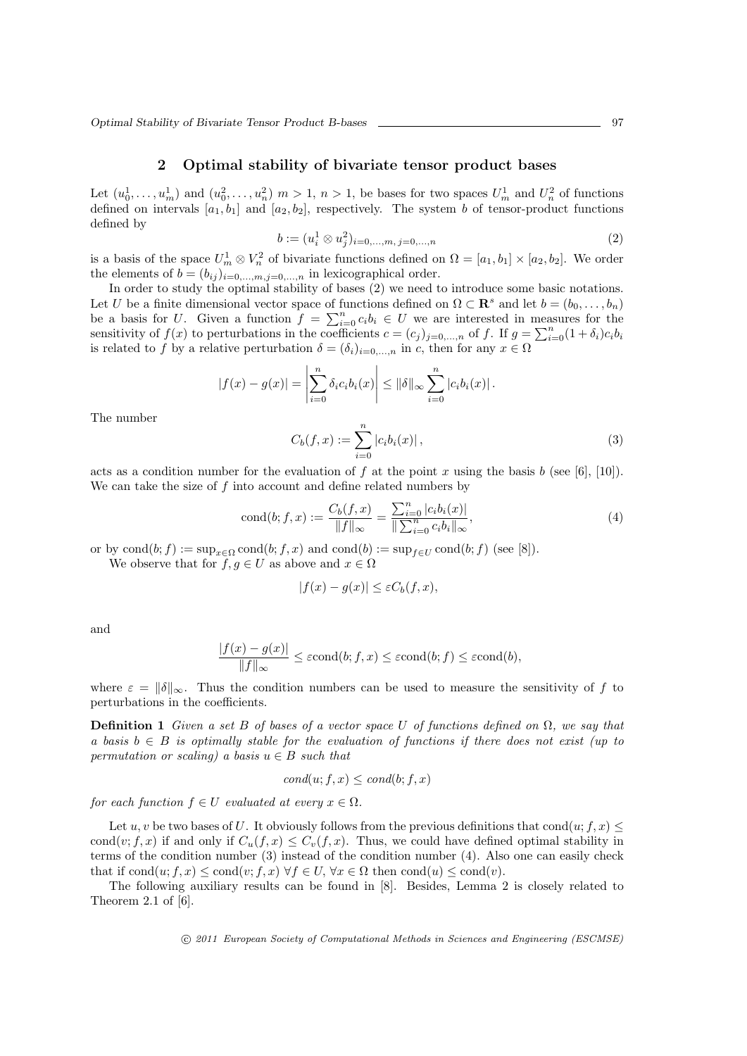## 2 Optimal stability of bivariate tensor product bases

Let $(u_0^1, \ldots, u_m^1)$ and $(u_0^2, \ldots, u_n^2)$ $m > 1$, $n > 1$, be bases for two spaces $U_m^1$ and $U_n^2$ of functions defined on intervals $[a_1, b_1]$ and $[a_2, b_2]$, respectively. The system $b$ of tensor-product functions defined by

$$b := (u_i^1 \otimes u_j^2)_{i=0,\ldots,m,\, j=0,\ldots,n} \tag{2}$$

is a basis of the space $U_m^1 \otimes V_n^2$ of bivariate functions defined on $\Omega = [a_1, b_1] \times [a_2, b_2]$. We order the elements of $b = (b_{ij})_{i=0,\ldots,m,j=0,\ldots,n}$ in lexicographical order.

In order to study the optimal stability of bases (2) we need to introduce some basic notations. Let $U$ be a finite dimensional vector space of functions defined on $\Omega \subset \mathbf{R}^s$ and let $b = (b_0, \ldots, b_n)$ be a basis for $U$. Given a function $f = \sum_{i=0}^n c_i b_i \in U$ we are interested in measures for the sensitivity of $f(x)$ to perturbations in the coefficients $c = (c_j)_{j=0,\ldots,n}$ of $f$. If $g = \sum_{i=0}^n (1+\delta_i) c_i b_i$ is related to $f$ by a relative perturbation $\delta = (\delta_i)_{i=0,\ldots,n}$ in $c$, then for any $x \in \Omega$

$$|f(x) - g(x)| = \left| \sum_{i=0}^n \delta_i c_i b_i(x) \right| \leq \|\delta\|_\infty \sum_{i=0}^n |c_i b_i(x)| .$$

The number

$$C_b(f, x) := \sum_{i=0}^n |c_i b_i(x)| , \tag{3}$$

acts as a condition number for the evaluation of $f$ at the point $x$ using the basis $b$ (see [6], [10]). We can take the size of $f$ into account and define related numbers by

$$\text{cond}(b; f, x) := \frac{C_b(f, x)}{\|f\|_\infty} = \frac{\sum_{i=0}^n |c_i b_i(x)|}{\| \sum_{i=0}^n c_i b_i \|_\infty}, \tag{4}$$

or by $\text{cond}(b; f) := \sup_{x \in \Omega} \text{cond}(b; f, x)$ and $\text{cond}(b) := \sup_{f \in U} \text{cond}(b; f)$ (see [8]).

We observe that for $f, g \in U$ as above and $x \in \Omega$

$$|f(x) - g(x)| \leq \varepsilon C_b(f, x),$$

and

$$\frac{|f(x) - g(x)|}{\|f\|_\infty} \leq \varepsilon \text{cond}(b; f, x) \leq \varepsilon \text{cond}(b; f) \leq \varepsilon \text{cond}(b),$$

where $\varepsilon = \|\delta\|_\infty$. Thus the condition numbers can be used to measure the sensitivity of $f$ to perturbations in the coefficients.

**Definition 1** *Given a set $B$ of bases of a vector space $U$ of functions defined on $\Omega$, we say that a basis $b \in B$ is optimally stable for the evaluation of functions if there does not exist (up to permutation or scaling) a basis $u \in B$ such that*

$$\textit{cond}(u; f, x) \leq \textit{cond}(b; f, x)$$

*for each function $f \in U$ evaluated at every $x \in \Omega$.*

Let $u, v$ be two bases of $U$. It obviously follows from the previous definitions that $\text{cond}(u; f, x) \leq \text{cond}(v; f, x)$ if and only if $C_u(f, x) \leq C_v(f, x)$. Thus, we could have defined optimal stability in terms of the condition number (3) instead of the condition number (4). Also one can easily check that if $\text{cond}(u; f, x) \leq \text{cond}(v; f, x)$ $\forall f \in U$, $\forall x \in \Omega$ then $\text{cond}(u) \leq \text{cond}(v)$.

The following auxiliary results can be found in [8]. Besides, Lemma 2 is closely related to Theorem 2.1 of [6].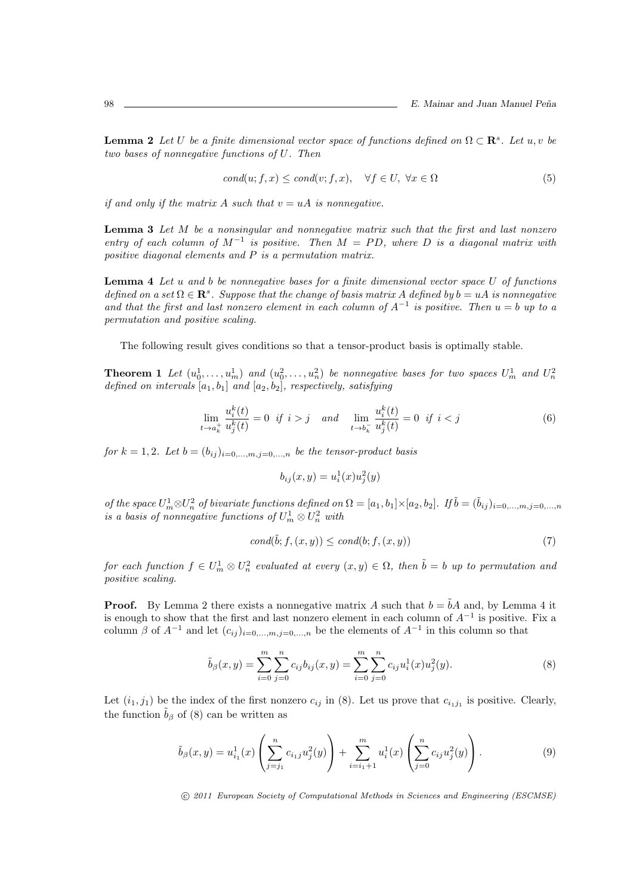**Lemma 2** *Let $U$ be a finite dimensional vector space of functions defined on $\Omega \subset \mathbf{R}^s$. Let $u, v$ be two bases of nonnegative functions of $U$. Then*

$$cond(u; f, x) \leq cond(v; f, x), \quad \forall f \in U, \ \forall x \in \Omega \tag{5}$$

*if and only if the matrix $A$ such that $v = uA$ is nonnegative.*

**Lemma 3** *Let $M$ be a nonsingular and nonnegative matrix such that the first and last nonzero entry of each column of $M^{-1}$ is positive. Then $M = PD$, where $D$ is a diagonal matrix with positive diagonal elements and $P$ is a permutation matrix.*

**Lemma 4** *Let $u$ and $b$ be nonnegative bases for a finite dimensional vector space $U$ of functions defined on a set $\Omega \in \mathbf{R}^s$. Suppose that the change of basis matrix $A$ defined by $b = uA$ is nonnegative and that the first and last nonzero element in each column of $A^{-1}$ is positive. Then $u = b$ up to a permutation and positive scaling.*

The following result gives conditions so that a tensor-product basis is optimally stable.

**Theorem 1** *Let $(u_0^1, \ldots, u_m^1)$ and $(u_0^2, \ldots, u_n^2)$ be nonnegative bases for two spaces $U_m^1$ and $U_n^2$ defined on intervals $[a_1, b_1]$ and $[a_2, b_2]$, respectively, satisfying*

$$\lim_{t \to a_k^+} \frac{u_i^k(t)}{u_j^k(t)} = 0 \ \text{ if } i > j \quad \text{and} \quad \lim_{t \to b_k^-} \frac{u_i^k(t)}{u_j^k(t)} = 0 \ \text{ if } i < j \tag{6}$$

*for $k = 1, 2$. Let $b = (b_{ij})_{i=0,\ldots,m, j=0,\ldots,n}$ be the tensor-product basis*

$$b_{ij}(x, y) = u_i^1(x) u_j^2(y)$$

*of the space $U_m^1 \otimes U_n^2$ of bivariate functions defined on $\Omega = [a_1, b_1] \times [a_2, b_2]$. If $\tilde{b} = (\tilde{b}_{ij})_{i=0,\ldots,m, j=0,\ldots,n}$ is a basis of nonnegative functions of $U_m^1 \otimes U_n^2$ with*

$$cond(\tilde{b}; f, (x, y)) \leq cond(b; f, (x, y)) \tag{7}$$

*for each function $f \in U_m^1 \otimes U_n^2$ evaluated at every $(x, y) \in \Omega$, then $\tilde{b} = b$ up to permutation and positive scaling.*

**Proof.** By Lemma 2 there exists a nonnegative matrix $A$ such that $b = \tilde{b}A$ and, by Lemma 4 it is enough to show that the first and last nonzero element in each column of $A^{-1}$ is positive. Fix a column $\beta$ of $A^{-1}$ and let $(c_{ij})_{i=0,\ldots,m, j=0,\ldots,n}$ be the elements of $A^{-1}$ in this column so that

$$\tilde{b}_\beta(x, y) = \sum_{i=0}^{m} \sum_{j=0}^{n} c_{ij} b_{ij}(x, y) = \sum_{i=0}^{m} \sum_{j=0}^{n} c_{ij} u_i^1(x) u_j^2(y). \tag{8}$$

Let $(i_1, j_1)$ be the index of the first nonzero $c_{ij}$ in (8). Let us prove that $c_{i_1 j_1}$ is positive. Clearly, the function $\tilde{b}_\beta$ of (8) can be written as

$$\tilde{b}_\beta(x, y) = u_{i_1}^1(x) \left( \sum_{j=j_1}^{n} c_{i_1 j} u_j^2(y) \right) + \sum_{i=i_1+1}^{m} u_i^1(x) \left( \sum_{j=0}^{n} c_{ij} u_j^2(y) \right). \tag{9}$$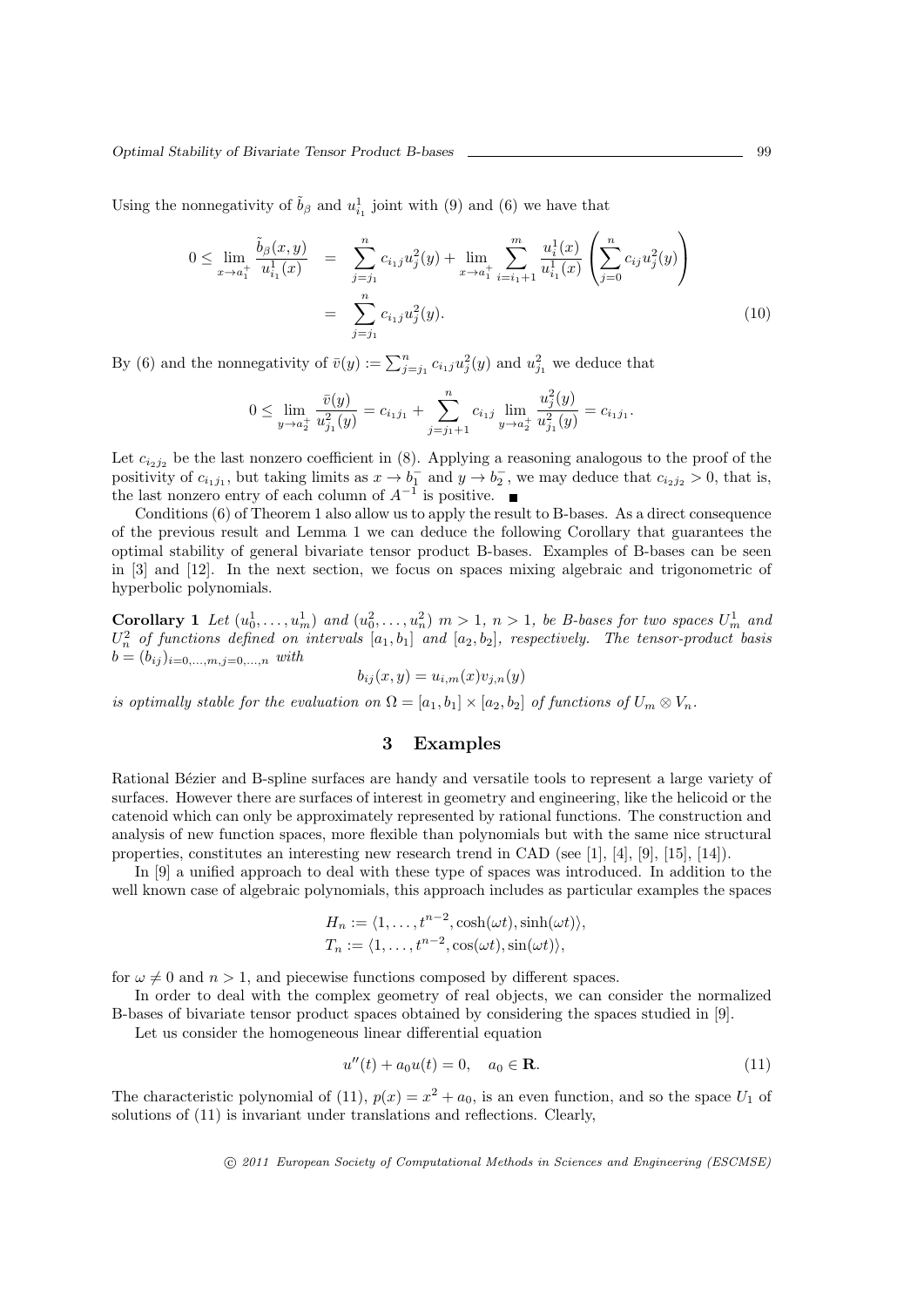Using the nonnegativity of $\tilde{b}_\beta$ and $u^1_{i_1}$ joint with (9) and (6) we have that

$$
\begin{aligned}
0 \le \lim_{x \to a_1^+} \frac{\tilde{b}_\beta(x,y)}{u^1_{i_1}(x)} &= \sum_{j=j_1}^{n} c_{i_1 j} u^2_j(y) + \lim_{x \to a_1^+} \sum_{i=i_1+1}^{m} \frac{u^1_i(x)}{u^1_{i_1}(x)} \left( \sum_{j=0}^{n} c_{ij} u^2_j(y) \right) \\
&= \sum_{j=j_1}^{n} c_{i_1 j} u^2_j(y). \qquad (10)
\end{aligned}
$$

By (6) and the nonnegativity of $\bar{v}(y) := \sum_{j=j_1}^{n} c_{i_1 j} u^2_j(y)$ and $u^2_{j_1}$ we deduce that

$$
0 \le \lim_{y \to a_2^+} \frac{\bar{v}(y)}{u^2_{j_1}(y)} = c_{i_1 j_1} + \sum_{j=j_1+1}^{n} c_{i_1 j} \lim_{y \to a_2^+} \frac{u^2_j(y)}{u^2_{j_1}(y)} = c_{i_1 j_1}.
$$

Let $c_{i_2 j_2}$ be the last nonzero coefficient in (8). Applying a reasoning analogous to the proof of the positivity of $c_{i_1 j_1}$, but taking limits as $x \to b_1^-$ and $y \to b_2^-$, we may deduce that $c_{i_2 j_2} > 0$, that is, the last nonzero entry of each column of $A^{-1}$ is positive. ∎

Conditions (6) of Theorem 1 also allow us to apply the result to B-bases. As a direct consequence of the previous result and Lemma 1 we can deduce the following Corollary that guarantees the optimal stability of general bivariate tensor product B-bases. Examples of B-bases can be seen in [3] and [12]. In the next section, we focus on spaces mixing algebraic and trigonometric of hyperbolic polynomials.

**Corollary 1** *Let $(u^1_0, \ldots, u^1_m)$ and $(u^2_0, \ldots, u^2_n)$ $m > 1$, $n > 1$, be B-bases for two spaces $U^1_m$ and $U^2_n$ of functions defined on intervals $[a_1, b_1]$ and $[a_2, b_2]$, respectively. The tensor-product basis $b = (b_{ij})_{i=0,\ldots,m, j=0,\ldots,n}$ with*

$$
b_{ij}(x,y) = u_{i,m}(x) v_{j,n}(y)
$$

*is optimally stable for the evaluation on $\Omega = [a_1, b_1] \times [a_2, b_2]$ of functions of $U_m \otimes V_n$.*

## 3 Examples

Rational Bézier and B-spline surfaces are handy and versatile tools to represent a large variety of surfaces. However there are surfaces of interest in geometry and engineering, like the helicoid or the catenoid which can only be approximately represented by rational functions. The construction and analysis of new function spaces, more flexible than polynomials but with the same nice structural properties, constitutes an interesting new research trend in CAD (see [1], [4], [9], [15], [14]).

In [9] a unified approach to deal with these type of spaces was introduced. In addition to the well known case of algebraic polynomials, this approach includes as particular examples the spaces

$$
\begin{aligned}
H_n &:= \langle 1, \ldots, t^{n-2}, \cosh(\omega t), \sinh(\omega t) \rangle, \\
T_n &:= \langle 1, \ldots, t^{n-2}, \cos(\omega t), \sin(\omega t) \rangle,
\end{aligned}
$$

for $\omega \neq 0$ and $n > 1$, and piecewise functions composed by different spaces.

In order to deal with the complex geometry of real objects, we can consider the normalized B-bases of bivariate tensor product spaces obtained by considering the spaces studied in [9].

Let us consider the homogeneous linear differential equation

$$
u''(t) + a_0 u(t) = 0, \quad a_0 \in \mathbf{R}. \qquad (11)
$$

The characteristic polynomial of (11), $p(x) = x^2 + a_0$, is an even function, and so the space $U_1$ of solutions of (11) is invariant under translations and reflections. Clearly,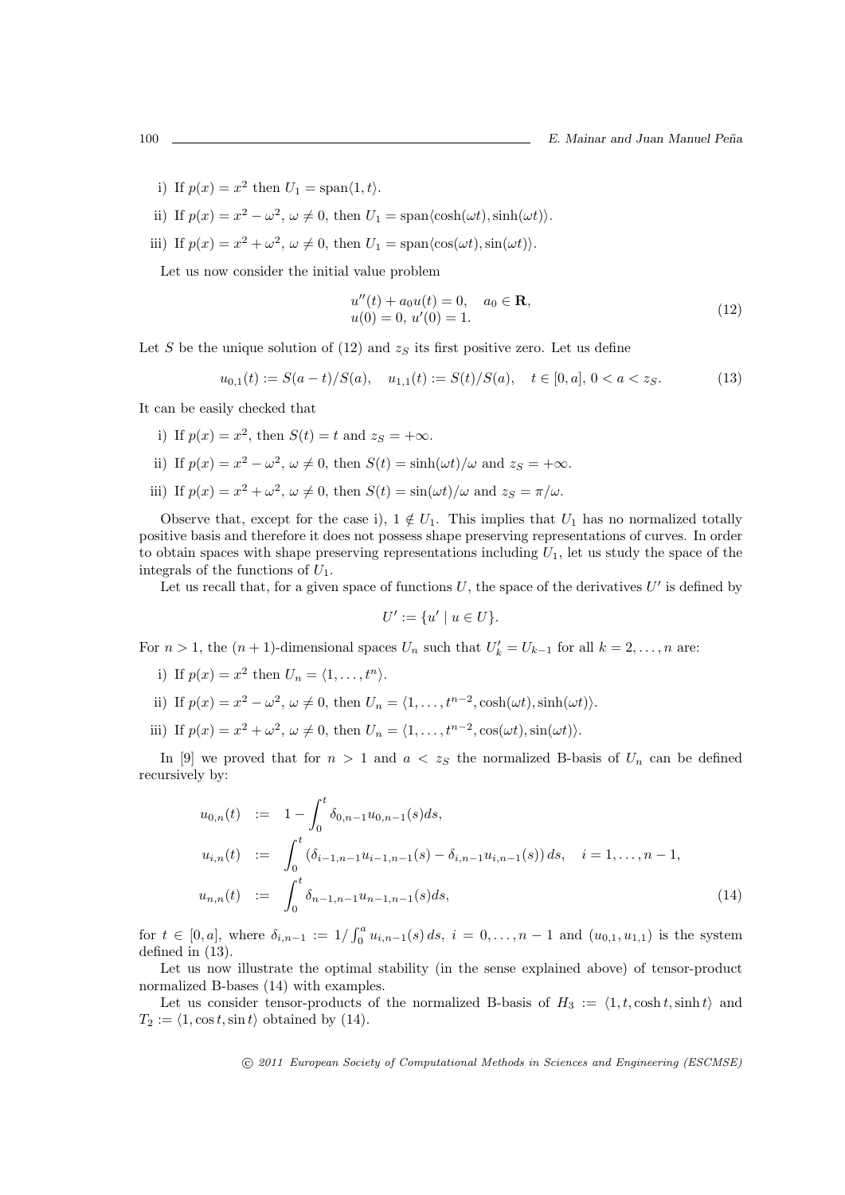i) If $p(x) = x^2$ then $U_1 = \mathrm{span}\langle 1, t\rangle$.

ii) If $p(x) = x^2 - \omega^2$, $\omega \neq 0$, then $U_1 = \mathrm{span}\langle \cosh(\omega t), \sinh(\omega t)\rangle$.

iii) If $p(x) = x^2 + \omega^2$, $\omega \neq 0$, then $U_1 = \mathrm{span}\langle \cos(\omega t), \sin(\omega t)\rangle$.

Let us now consider the initial value problem

$$
\begin{array}{l}
u''(t) + a_0 u(t) = 0, \quad a_0 \in \mathbf{R}, \\
u(0) = 0,\ u'(0) = 1.
\end{array}
\tag{12}
$$

Let $S$ be the unique solution of (12) and $z_S$ its first positive zero. Let us define

$$
u_{0,1}(t) := S(a-t)/S(a), \quad u_{1,1}(t) := S(t)/S(a), \quad t \in [0,a],\ 0 < a < z_S. \tag{13}
$$

It can be easily checked that

i) If $p(x) = x^2$, then $S(t) = t$ and $z_S = +\infty$.

ii) If $p(x) = x^2 - \omega^2$, $\omega \neq 0$, then $S(t) = \sinh(\omega t)/\omega$ and $z_S = +\infty$.

iii) If $p(x) = x^2 + \omega^2$, $\omega \neq 0$, then $S(t) = \sin(\omega t)/\omega$ and $z_S = \pi/\omega$.

Observe that, except for the case i), $1 \notin U_1$. This implies that $U_1$ has no normalized totally positive basis and therefore it does not possess shape preserving representations of curves. In order to obtain spaces with shape preserving representations including $U_1$, let us study the space of the integrals of the functions of $U_1$.

Let us recall that, for a given space of functions $U$, the space of the derivatives $U'$ is defined by

$$
U' := \{u' \mid u \in U\}.
$$

For $n > 1$, the $(n+1)$-dimensional spaces $U_n$ such that $U'_k = U_{k-1}$ for all $k = 2, \ldots, n$ are:

i) If $p(x) = x^2$ then $U_n = \langle 1, \ldots, t^n\rangle$.

ii) If $p(x) = x^2 - \omega^2$, $\omega \neq 0$, then $U_n = \langle 1, \ldots, t^{n-2}, \cosh(\omega t), \sinh(\omega t)\rangle$.

iii) If $p(x) = x^2 + \omega^2$, $\omega \neq 0$, then $U_n = \langle 1, \ldots, t^{n-2}, \cos(\omega t), \sin(\omega t)\rangle$.

In [9] we proved that for $n > 1$ and $a < z_S$ the normalized B-basis of $U_n$ can be defined recursively by:

$$
\begin{aligned}
u_{0,n}(t) &:= 1 - \int_0^t \delta_{0,n-1} u_{0,n-1}(s) ds, \\
u_{i,n}(t) &:= \int_0^t \left(\delta_{i-1,n-1} u_{i-1,n-1}(s) - \delta_{i,n-1} u_{i,n-1}(s)\right) ds, \quad i = 1, \ldots, n-1, \\
u_{n,n}(t) &:= \int_0^t \delta_{n-1,n-1} u_{n-1,n-1}(s) ds,
\end{aligned}
\tag{14}
$$

for $t \in [0,a]$, where $\delta_{i,n-1} := 1/\int_0^a u_{i,n-1}(s)\, ds$, $i = 0, \ldots, n-1$ and $(u_{0,1}, u_{1,1})$ is the system defined in (13).

Let us now illustrate the optimal stability (in the sense explained above) of tensor-product normalized B-bases (14) with examples.

Let us consider tensor-products of the normalized B-basis of $H_3 := \langle 1, t, \cosh t, \sinh t\rangle$ and $T_2 := \langle 1, \cos t, \sin t\rangle$ obtained by (14).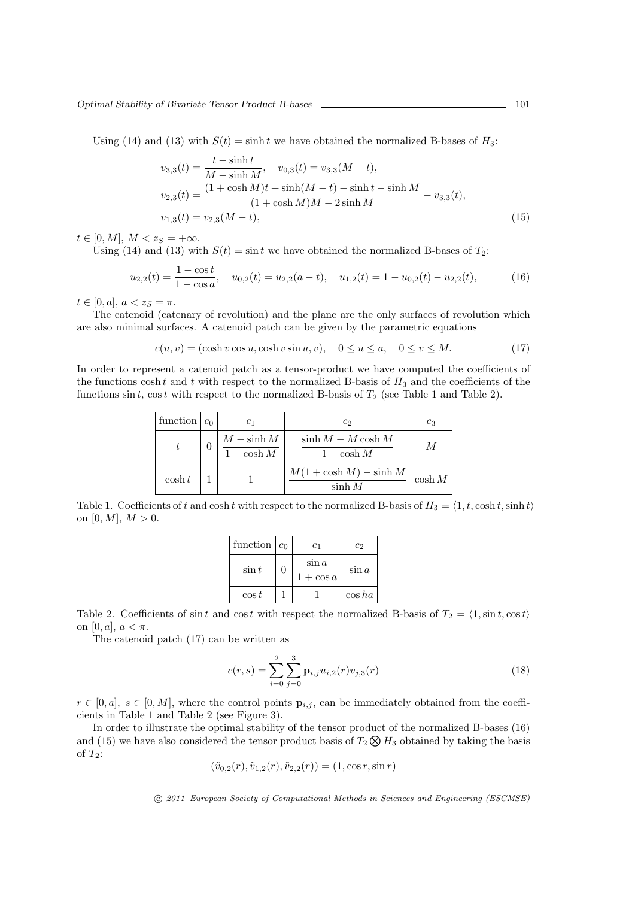Using (14) and (13) with $S(t) = \sinh t$ we have obtained the normalized B-bases of $H_3$:

$$
\begin{aligned}
v_{3,3}(t) &= \frac{t - \sinh t}{M - \sinh M}, \quad v_{0,3}(t) = v_{3,3}(M - t), \\
v_{2,3}(t) &= \frac{(1 + \cosh M)t + \sinh(M - t) - \sinh t - \sinh M}{(1 + \cosh M)M - 2\sinh M} - v_{3,3}(t), \\
v_{1,3}(t) &= v_{2,3}(M - t),
\end{aligned} \tag{15}
$$

$t \in [0, M]$, $M < z_S = +\infty$.

Using (14) and (13) with $S(t) = \sin t$ we have obtained the normalized B-bases of $T_2$:

$$
u_{2,2}(t) = \frac{1 - \cos t}{1 - \cos a}, \quad u_{0,2}(t) = u_{2,2}(a - t), \quad u_{1,2}(t) = 1 - u_{0,2}(t) - u_{2,2}(t), \tag{16}
$$

$t \in [0, a]$, $a < z_S = \pi$.

The catenoid (catenary of revolution) and the plane are the only surfaces of revolution which are also minimal surfaces. A catenoid patch can be given by the parametric equations

$$
c(u, v) = (\cosh v \cos u, \cosh v \sin u, v), \quad 0 \le u \le a, \quad 0 \le v \le M. \tag{17}
$$

In order to represent a catenoid patch as a tensor-product we have computed the coefficients of the functions $\cosh t$ and $t$ with respect to the normalized B-basis of $H_3$ and the coefficients of the functions $\sin t$, $\cos t$ with respect to the normalized B-basis of $T_2$ (see Table 1 and Table 2).

| function | $c_0$ | $c_1$ | $c_2$ | $c_3$ |
|---|---|---|---|---|
| $t$ | $0$ | $\dfrac{M - \sinh M}{1 - \cosh M}$ | $\dfrac{\sinh M - M\cosh M}{1 - \cosh M}$ | $M$ |
| $\cosh t$ | $1$ | $1$ | $\dfrac{M(1 + \cosh M) - \sinh M}{\sinh M}$ | $\cosh M$ |

Table 1. Coefficients of $t$ and $\cosh t$ with respect to the normalized B-basis of $H_3 = \langle 1, t, \cosh t, \sinh t\rangle$ on $[0, M]$, $M > 0$.

| function | $c_0$ | $c_1$ | $c_2$ |
|---|---|---|---|
| $\sin t$ | $0$ | $\dfrac{\sin a}{1 + \cos a}$ | $\sin a$ |
| $\cos t$ | $1$ | $1$ | $\cos ha$ |

Table 2. Coefficients of $\sin t$ and $\cos t$ with respect the normalized B-basis of $T_2 = \langle 1, \sin t, \cos t\rangle$ on $[0, a]$, $a < \pi$.

The catenoid patch (17) can be written as

$$
c(r, s) = \sum_{i=0}^{2} \sum_{j=0}^{3} \mathbf{p}_{i,j} u_{i,2}(r) v_{j,3}(r) \tag{18}
$$

$r \in [0, a]$, $s \in [0, M]$, where the control points $\mathbf{p}_{i,j}$, can be immediately obtained from the coefficients in Table 1 and Table 2 (see Figure 3).

In order to illustrate the optimal stability of the tensor product of the normalized B-bases (16) and (15) we have also considered the tensor product basis of $T_2 \bigotimes H_3$ obtained by taking the basis of $T_2$:

$$
(\tilde{v}_{0,2}(r), \tilde{v}_{1,2}(r), \tilde{v}_{2,2}(r)) = (1, \cos r, \sin r)
$$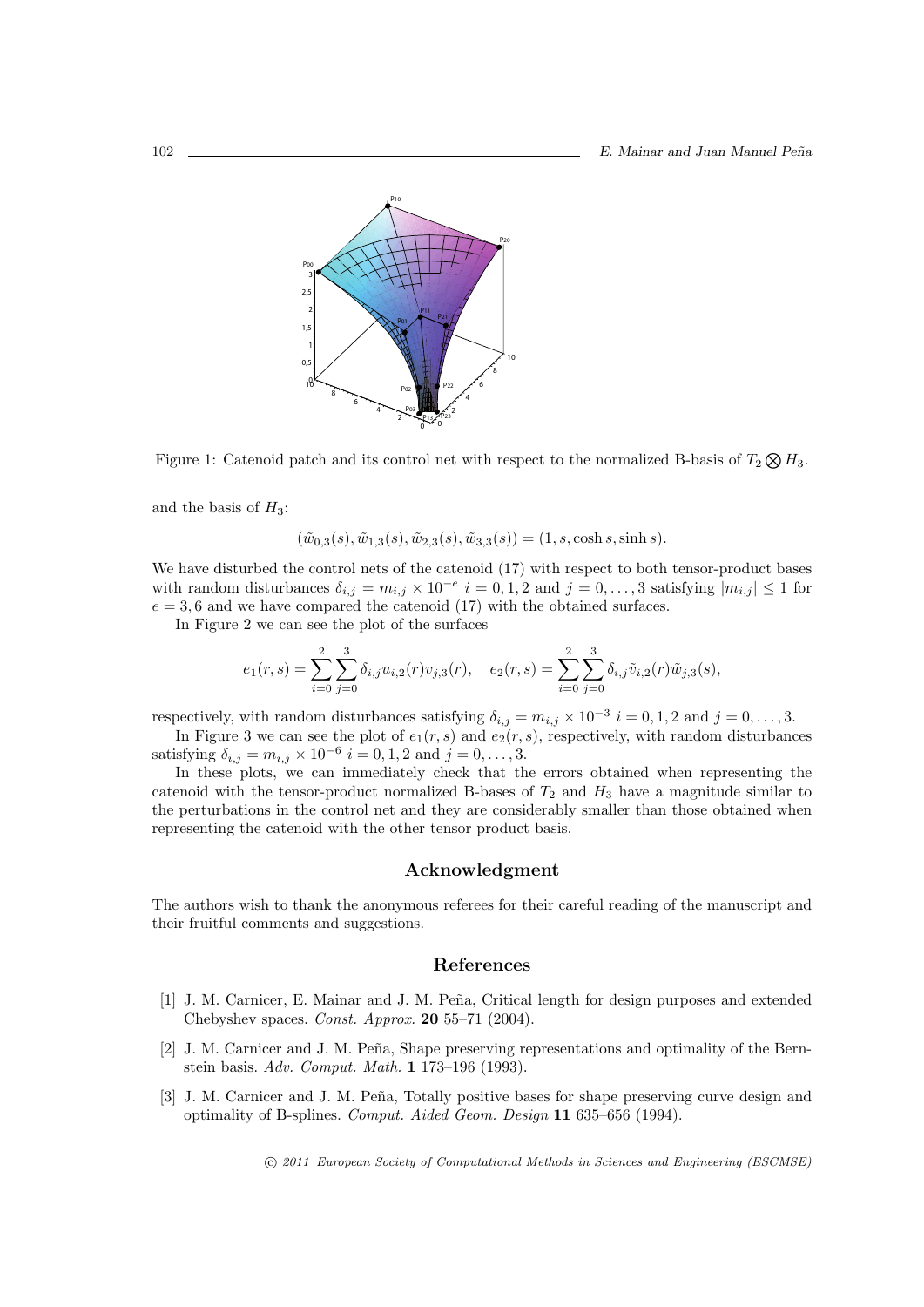Figure 1: Catenoid patch and its control net with respect to the normalized B-basis of $T_2 \bigotimes H_3$.

and the basis of $H_3$:

$$(\tilde{w}_{0,3}(s), \tilde{w}_{1,3}(s), \tilde{w}_{2,3}(s), \tilde{w}_{3,3}(s)) = (1, s, \cosh s, \sinh s).$$

We have disturbed the control nets of the catenoid (17) with respect to both tensor-product bases with random disturbances $\delta_{i,j} = m_{i,j} \times 10^{-e}$ $i = 0, 1, 2$ and $j = 0, \ldots, 3$ satisfying $|m_{i,j}| \leq 1$ for $e = 3, 6$ and we have compared the catenoid (17) with the obtained surfaces.

In Figure 2 we can see the plot of the surfaces

$$e_1(r, s) = \sum_{i=0}^{2} \sum_{j=0}^{3} \delta_{i,j} u_{i,2}(r) v_{j,3}(r), \quad e_2(r, s) = \sum_{i=0}^{2} \sum_{j=0}^{3} \delta_{i,j} \tilde{v}_{i,2}(r) \tilde{w}_{j,3}(s),$$

respectively, with random disturbances satisfying $\delta_{i,j} = m_{i,j} \times 10^{-3}$ $i = 0, 1, 2$ and $j = 0, \ldots, 3$.

In Figure 3 we can see the plot of $e_1(r, s)$ and $e_2(r, s)$, respectively, with random disturbances satisfying $\delta_{i,j} = m_{i,j} \times 10^{-6}$ $i = 0, 1, 2$ and $j = 0, \ldots, 3$.

In these plots, we can immediately check that the errors obtained when representing the catenoid with the tensor-product normalized B-bases of $T_2$ and $H_3$ have a magnitude similar to the perturbations in the control net and they are considerably smaller than those obtained when representing the catenoid with the other tensor product basis.

## Acknowledgment

The authors wish to thank the anonymous referees for their careful reading of the manuscript and their fruitful comments and suggestions.

## References

[1] J. M. Carnicer, E. Mainar and J. M. Peña, Critical length for design purposes and extended Chebyshev spaces. *Const. Approx.* **20** 55–71 (2004).

[2] J. M. Carnicer and J. M. Peña, Shape preserving representations and optimality of the Bernstein basis. *Adv. Comput. Math.* **1** 173–196 (1993).

[3] J. M. Carnicer and J. M. Peña, Totally positive bases for shape preserving curve design and optimality of B-splines. *Comput. Aided Geom. Design* **11** 635–656 (1994).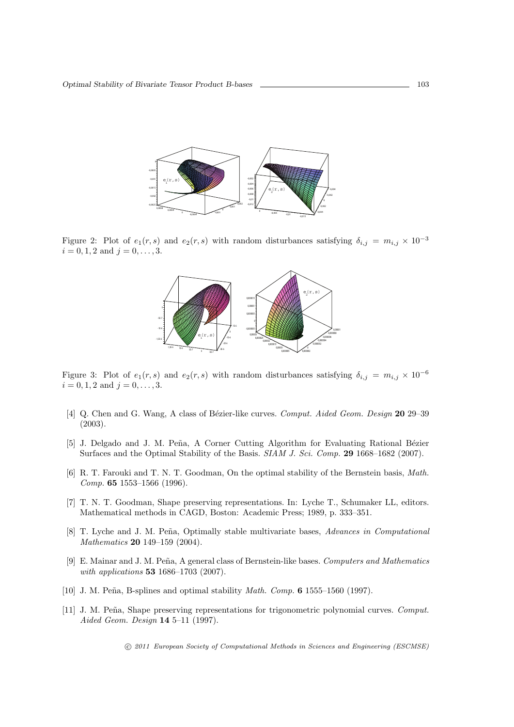Figure 2: Plot of $e_1(r,s)$ and $e_2(r,s)$ with random disturbances satisfying $\delta_{i,j} = m_{i,j} \times 10^{-3}$ $i = 0,1,2$ and $j = 0,\ldots,3$.

Figure 3: Plot of $e_1(r,s)$ and $e_2(r,s)$ with random disturbances satisfying $\delta_{i,j} = m_{i,j} \times 10^{-6}$ $i = 0,1,2$ and $j = 0,\ldots,3$.

[4] Q. Chen and G. Wang, A class of Bézier-like curves. *Comput. Aided Geom. Design* **20** 29–39 (2003).

[5] J. Delgado and J. M. Peña, A Corner Cutting Algorithm for Evaluating Rational Bézier Surfaces and the Optimal Stability of the Basis. *SIAM J. Sci. Comp.* **29** 1668–1682 (2007).

[6] R. T. Farouki and T. N. T. Goodman, On the optimal stability of the Bernstein basis, *Math. Comp.* **65** 1553–1566 (1996).

[7] T. N. T. Goodman, Shape preserving representations. In: Lyche T., Schumaker LL, editors. Mathematical methods in CAGD, Boston: Academic Press; 1989, p. 333–351.

[8] T. Lyche and J. M. Peña, Optimally stable multivariate bases, *Advances in Computational Mathematics* **20** 149–159 (2004).

[9] E. Mainar and J. M. Peña, A general class of Bernstein-like bases. *Computers and Mathematics with applications* **53** 1686–1703 (2007).

[10] J. M. Peña, B-splines and optimal stability *Math. Comp.* **6** 1555–1560 (1997).

[11] J. M. Peña, Shape preserving representations for trigonometric polynomial curves. *Comput. Aided Geom. Design* **14** 5–11 (1997).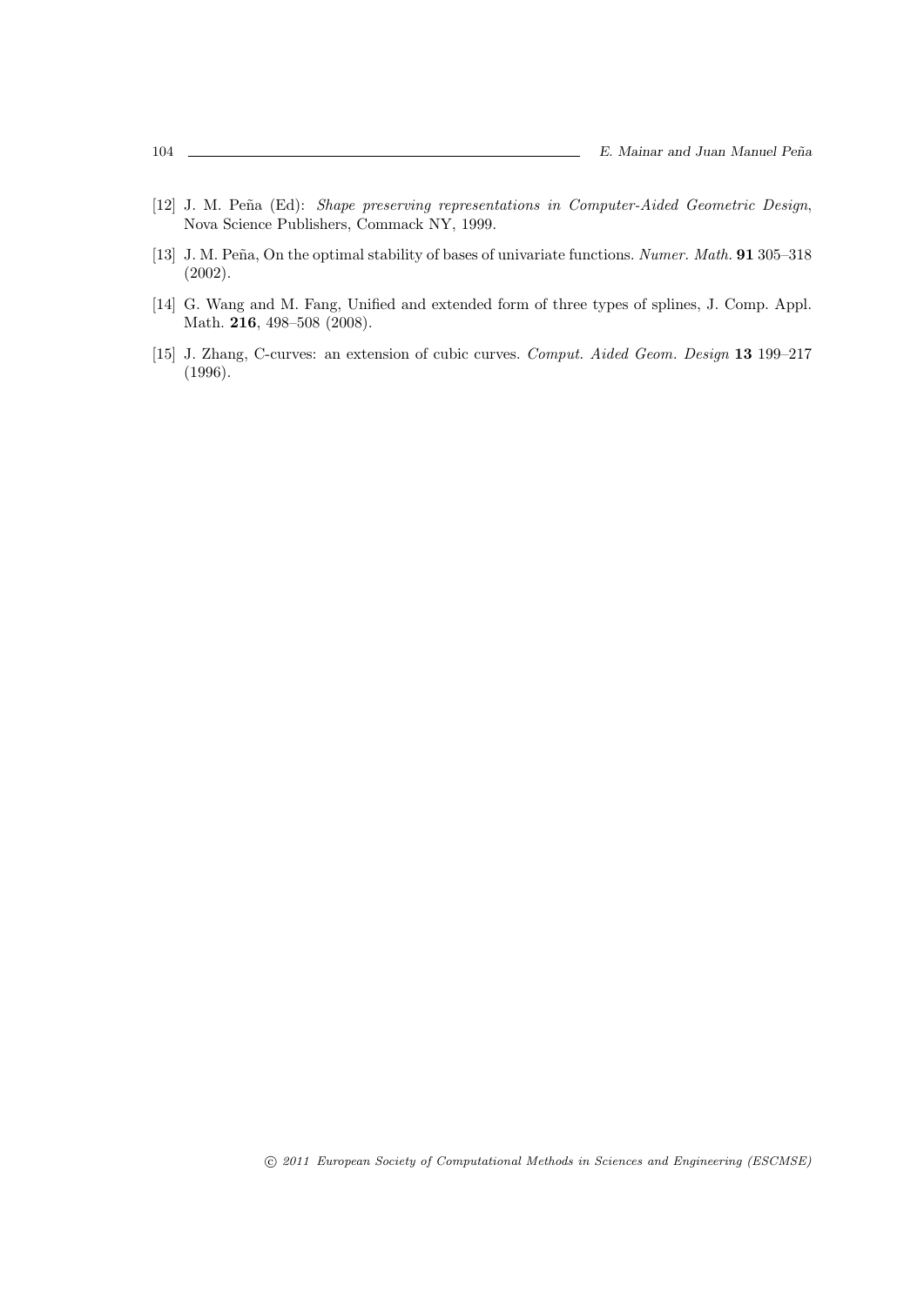[12] J. M. Peña (Ed): *Shape preserving representations in Computer-Aided Geometric Design*, Nova Science Publishers, Commack NY, 1999.

[13] J. M. Peña, On the optimal stability of bases of univariate functions. *Numer. Math.* **91** 305–318 (2002).

[14] G. Wang and M. Fang, Unified and extended form of three types of splines, J. Comp. Appl. Math. **216**, 498–508 (2008).

[15] J. Zhang, C-curves: an extension of cubic curves. *Comput. Aided Geom. Design* **13** 199–217 (1996).